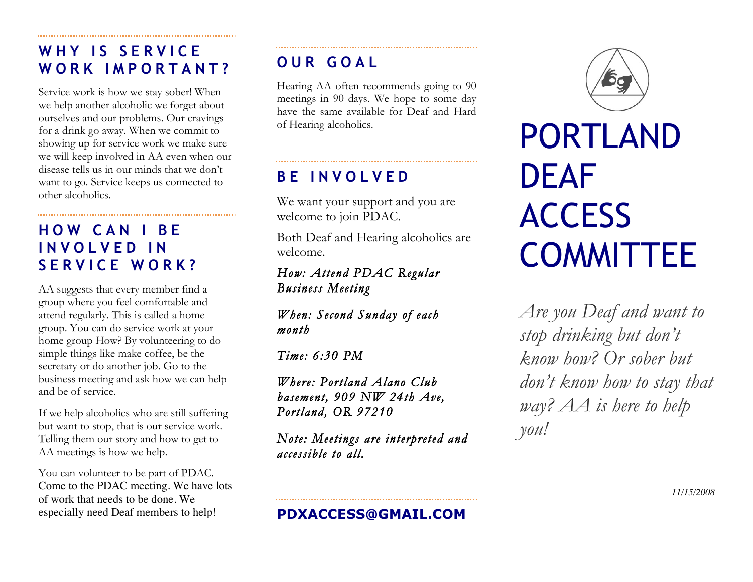## WHY IS SERVICE WORK IMPORTANT?

Service work is how we stay sober! When we help another alcoholic we forget about ourselves and our problems. Our cravings for a drink go away. When we commit to showing up for service work we make sure we will keep involved in AA even when our disease tells us in our minds that we don't want to go. Service keeps us connected to other alcoholics.

## HOW CAN I BE INVOLVED IN SERVICE WORK?

AA suggests that every member find a group where you feel comfortable and attend regularly. This is called a home group. You can do service work at your home group How? By volunteering to do simple things like make coffee, be the secretary or do another job. Go to the business meeting and ask how we can help and be of service.

If we help alcoholics who are still suffering but want to stop, that is our service work. Telling them our story and how to get to AA meetings is how we help.

You can volunteer to be part of PDAC. Come to the PDAC meeting. We have lots of work that needs to be done. We especially need Deaf members to help!

## OUR GOAL

Hearing AA often recommends going to 90 meetings in 90 days. We hope to some day have the same available for Deaf and Hard of Hearing alcoholics.

## BE INVOLVED

We want your support and you are welcome to join PDAC.

Both Deaf and Hearing alcoholics are welcome.

*How: Attend PDAC Regular Business Meeting*

*When: Second Sunday of each month*

*Time: 6:30 PM*

*Where: Portland Alano Club basement, 909 NW 24th Ave, Portland, OR 97210*

*Note: Meetings are interpreted and accessible to all.*

**PDXACCESS@GMAIL.COM**

# PORTLAND DEAF ACCESS COMMITTEE

*Are you Deaf and want to stop drinking but don't know how? Or sober but don't know how to stay that way? AA is here to help you!*

*11/15/2008*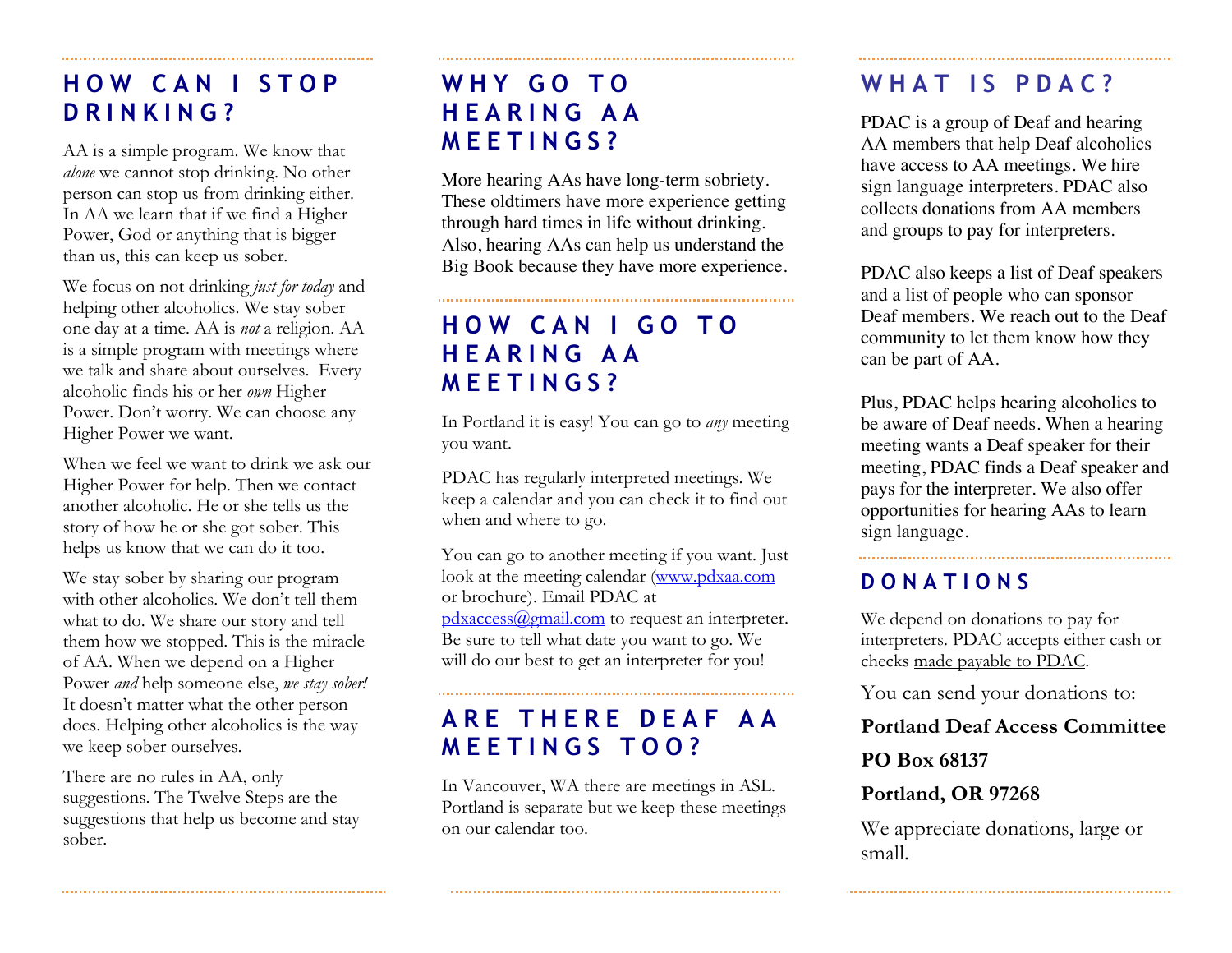## HOW CAN I STOP DRINKING?

AA is a simple program. We know that *alone* we cannot stop drinking. No other person can stop us from drinking either. In AA we learn that if we find a Higher Power, God or anything that is bigger than us, this can keep us sober.

We focus on not drinking *just for today* and helping other alcoholics. We stay sober one day at a time. AA is *not* a religion. AA is a simple program with meetings where we talk and share about ourselves. Every alcoholic finds his or her *own* Higher Power. Don't worry. We can choose any Higher Power we want.

When we feel we want to drink we ask our Higher Power for help. Then we contact another alcoholic. He or she tells us the story of how he or she got sober. This helps us know that we can do it too.

We stay sober by sharing our program with other alcoholics. We don't tell them what to do. We share our story and tell them how we stopped. This is the miracle of AA. When we depend on a Higher Power *and* help someone else, *we stay sober!* It doesn't matter what the other person does. Helping other alcoholics is the way we keep sober ourselves.

There are no rules in AA, only suggestions. The Twelve Steps are the suggestions that help us become and stay sober.

## WHY GO TO HEARING AA MEETINGS?

More hearing AAs have long-term sobriety. These oldtimers have more experience getting through hard times in life without drinking. Also, hearing AAs can help us understand the Big Book because they have more experience.

## HOW CAN I GO TO HEARING AA MEETINGS?

In Portland it is easy! You can go to *any* meeting you want.

PDAC has regularly interpreted meetings. We keep a calendar and you can check it to find out when and where to go.

You can go to another meeting if you want. Just look at the meeting calendar (www.pdxaa.com or brochure). Email PDAC at pdxaccess@gmail.com to request an interpreter. Be sure to tell what date you want to go. We will do our best to get an interpreter for you!

## ARE THERE DEAF AA MEETINGS TOO?

In Vancouver, WA there are meetings in ASL. Portland is separate but we keep these meetings on our calendar too.

## WHAT IS PDAC?

PDAC is a group of Deaf and hearing AA members that help Deaf alcoholics have access to AA meetings. We hire sign language interpreters. PDAC also collects donations from AA members and groups to pay for interpreters.

PDAC also keeps a list of Deaf speakers and a list of people who can sponsor Deaf members. We reach out to the Deaf community to let them know how they can be part of AA.

Plus, PDAC helps hearing alcoholics to be aware of Deaf needs. When a hearing meeting wants a Deaf speaker for their meeting, PDAC finds a Deaf speaker and pays for the interpreter. We also offer opportunities for hearing AAs to learn sign language.

## DONATIONS

We depend on donations to pay for interpreters. PDAC accepts either cash or checks made payable to PDAC.

You can send your donations to:

**Portland Deaf Access Committee**

**PO Box 68137**

**Portland, OR 97268**

We appreciate donations, large or small.